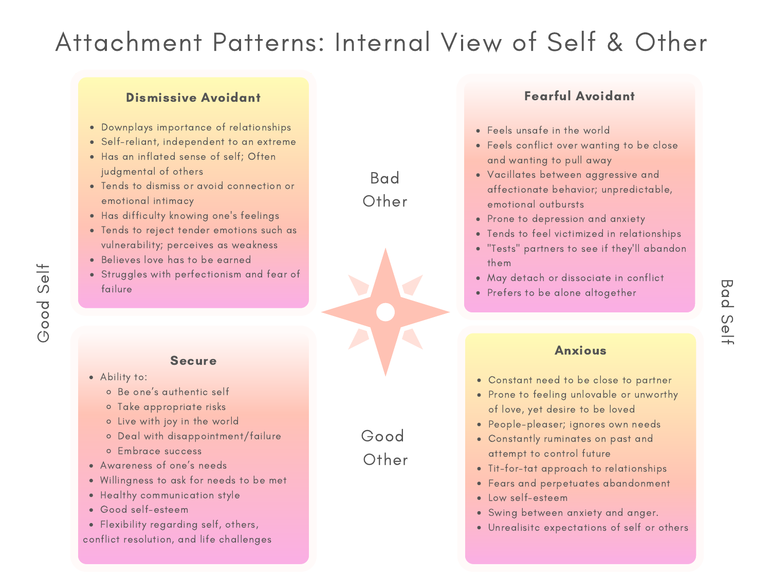# Attachment Patterns: Internal View of Self & Other

Good Self | Bad Self
Bad Other | Good Other

## Dismissive Avoidant

- Downplays importance of relationships
- Self-reliant, independent to an extreme
- Has an inflated sense of self; Often judgmental of others
- Tends to dismiss or avoid connection or emotional intimacy
- Has difficulty knowing one's feelings
- Tends to reject tender emotions such as vulnerability; perceives as weakness
- Believes love has to be earned
- Struggles with perfectionism and fear of failure

## Fearful Avoidant

- Feels unsafe in the world
- Feels conflict over wanting to be close and wanting to pull away
- Vacillates between aggressive and affectionate behavior; unpredictable, emotional outbursts
- Prone to depression and anxiety
- Tends to feel victimized in relationships
- "Tests" partners to see if they'll abandon them
- May detach or dissociate in conflict
- Prefers to be alone altogether

## Secure

- Ability to:
  - Be one's authentic self
  - Take appropriate risks
  - Live with joy in the world
  - Deal with disappointment/failure
  - Embrace success
- Awareness of one's needs
- Willingness to ask for needs to be met
- Healthy communication style
- Good self-esteem
- Flexibility regarding self, others, conflict resolution, and life challenges

## Anxious

- Constant need to be close to partner
- Prone to feeling unlovable or unworthy of love, yet desire to be loved
- People-pleaser; ignores own needs
- Constantly ruminates on past and attempt to control future
- Tit-for-tat approach to relationships
- Fears and perpetuates abandonment
- Low self-esteem
- Swing between anxiety and anger.
- Unrealisitc expectations of self or others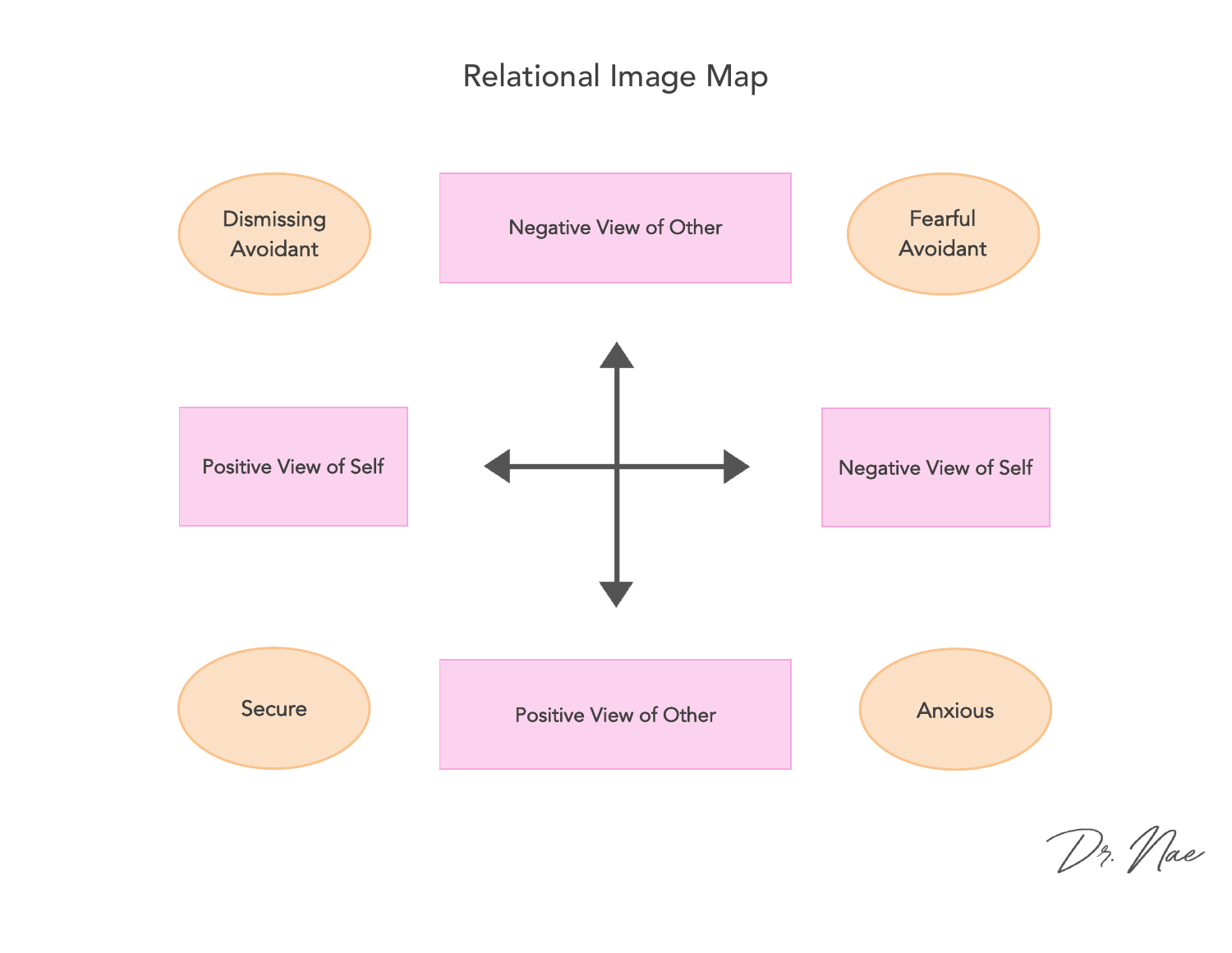# Relational Image Map

Dismissing Avoidant

Negative View of Other

Fearful Avoidant

Positive View of Self

Negative View of Self

Secure

Positive View of Other

Anxious

Dr. Nae